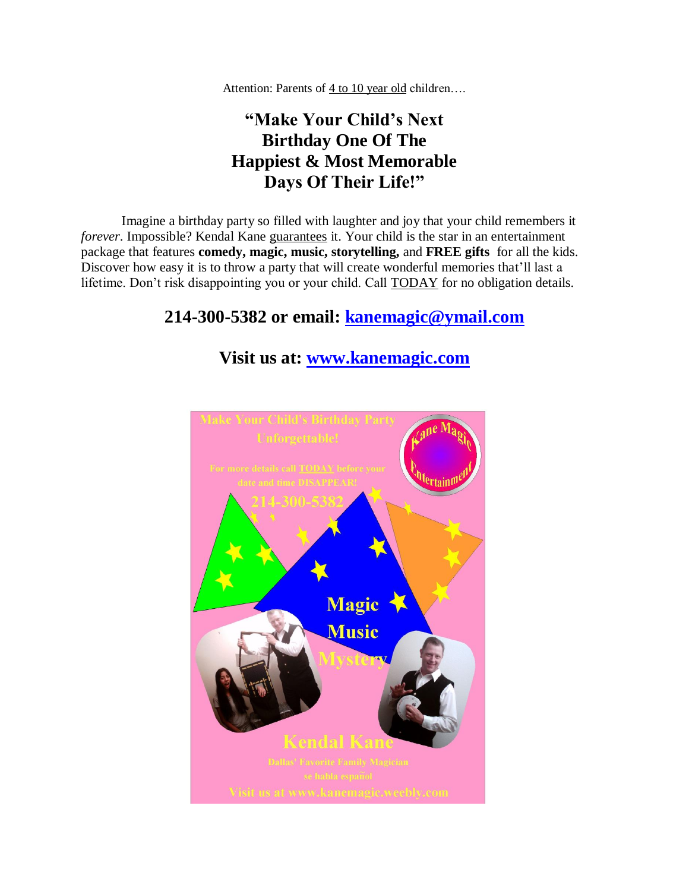Attention: Parents of 4 to 10 year old children….

# "Make Your Child's Next Birthday One Of The Happiest & Most Memorable Days Of Their Life!"

Imagine a birthday party so filled with laughter and joy that your child remembers it *forever*. Impossible? Kendal Kane guarantees it. Your child is the star in an entertainment package that features **comedy, magic, music, storytelling,** and **FREE gifts** for all the kids. Discover how easy it is to throw a party that will create wonderful memories that'll last a lifetime. Don't risk disappointing you or your child. Call TODAY for no obligation details.

## 214-300-5382 or email: kanemagic@ymail.com

## Visit us at: www.kanemagic.com

Make Your Child's Birthday Party Unforgettable!

For more details call TODAY before your date and time DISAPPEAR!

214-300-5382

Kane Magic Entertainment

Magic

Music

Mystery

**Kendal Kane**

Dallas' Favorite Family Magician

se habla español

Visit us at www.kanemagic.weebly.com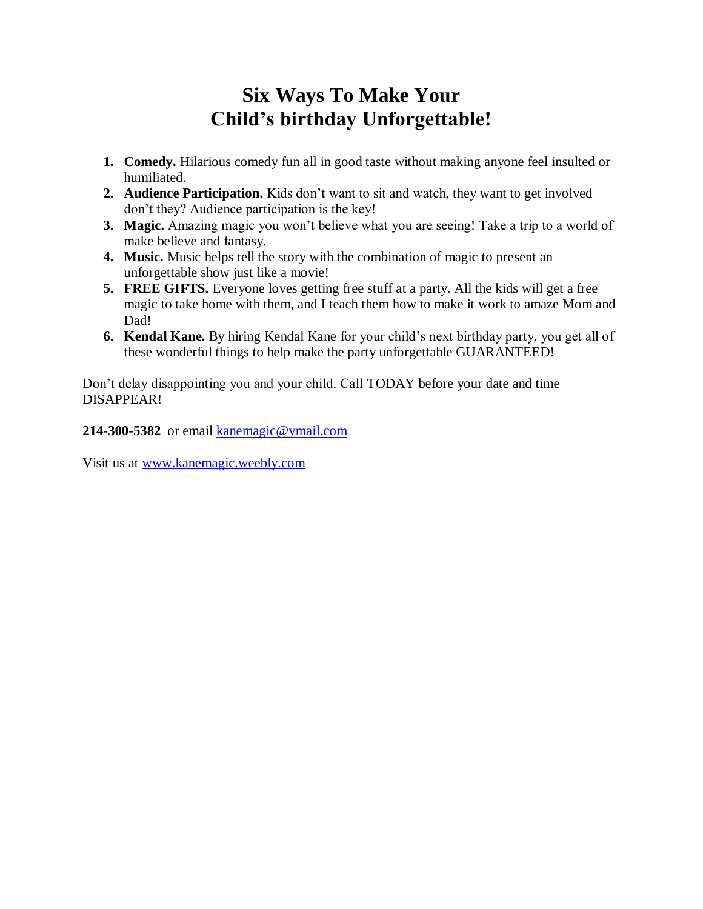# Six Ways To Make Your Child's birthday Unforgettable!

1. **Comedy.** Hilarious comedy fun all in good taste without making anyone feel insulted or humiliated.
2. **Audience Participation.** Kids don't want to sit and watch, they want to get involved don't they? Audience participation is the key!
3. **Magic.** Amazing magic you won't believe what you are seeing! Take a trip to a world of make believe and fantasy.
4. **Music.** Music helps tell the story with the combination of magic to present an unforgettable show just like a movie!
5. **FREE GIFTS.** Everyone loves getting free stuff at a party. All the kids will get a free magic to take home with them, and I teach them how to make it work to amaze Mom and Dad!
6. **Kendal Kane.** By hiring Kendal Kane for your child's next birthday party, you get all of these wonderful things to help make the party unforgettable GUARANTEED!

Don't delay disappointing you and your child. Call TODAY before your date and time DISAPPEAR!

**214-300-5382** or email [kanemagic@ymail.com](mailto:kanemagic@ymail.com)

Visit us at [www.kanemagic.weebly.com](http://www.kanemagic.weebly.com)